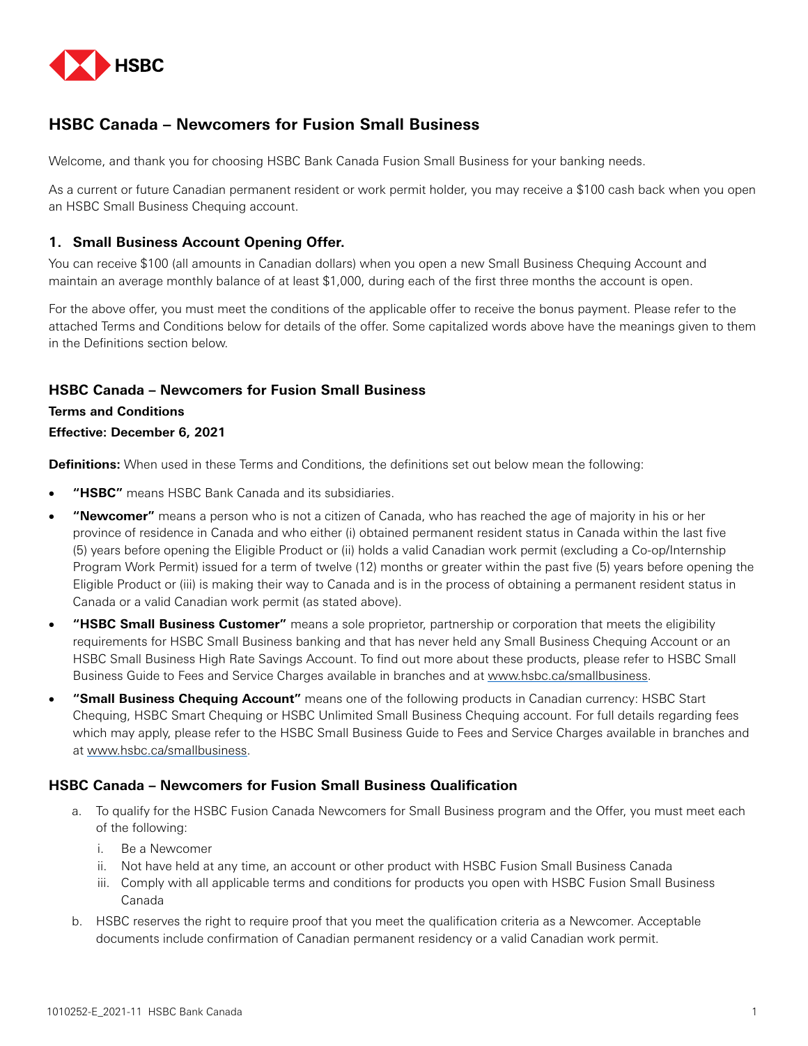# HSBC Canada – Newcomers for Fusion Small Business

Welcome, and thank you for choosing HSBC Bank Canada Fusion Small Business for your banking needs.

As a current or future Canadian permanent resident or work permit holder, you may receive a $100 cash back when you open an HSBC Small Business Chequing account.

## 1. Small Business Account Opening Offer.

You can receive $100 (all amounts in Canadian dollars) when you open a new Small Business Chequing Account and maintain an average monthly balance of at least $1,000, during each of the first three months the account is open.

For the above offer, you must meet the conditions of the applicable offer to receive the bonus payment. Please refer to the attached Terms and Conditions below for details of the offer. Some capitalized words above have the meanings given to them in the Definitions section below.

## HSBC Canada – Newcomers for Fusion Small Business

**Terms and Conditions**

**Effective: December 6, 2021**

**Definitions:** When used in these Terms and Conditions, the definitions set out below mean the following:

- **"HSBC"** means HSBC Bank Canada and its subsidiaries.
- **"Newcomer"** means a person who is not a citizen of Canada, who has reached the age of majority in his or her province of residence in Canada and who either (i) obtained permanent resident status in Canada within the last five (5) years before opening the Eligible Product or (ii) holds a valid Canadian work permit (excluding a Co-op/Internship Program Work Permit) issued for a term of twelve (12) months or greater within the past five (5) years before opening the Eligible Product or (iii) is making their way to Canada and is in the process of obtaining a permanent resident status in Canada or a valid Canadian work permit (as stated above).
- **"HSBC Small Business Customer"** means a sole proprietor, partnership or corporation that meets the eligibility requirements for HSBC Small Business banking and that has never held any Small Business Chequing Account or an HSBC Small Business High Rate Savings Account. To find out more about these products, please refer to HSBC Small Business Guide to Fees and Service Charges available in branches and at www.hsbc.ca/smallbusiness.
- **"Small Business Chequing Account"** means one of the following products in Canadian currency: HSBC Start Chequing, HSBC Smart Chequing or HSBC Unlimited Small Business Chequing account. For full details regarding fees which may apply, please refer to the HSBC Small Business Guide to Fees and Service Charges available in branches and at www.hsbc.ca/smallbusiness.

## HSBC Canada – Newcomers for Fusion Small Business Qualification

a. To qualify for the HSBC Fusion Canada Newcomers for Small Business program and the Offer, you must meet each of the following:
   i. Be a Newcomer
   ii. Not have held at any time, an account or other product with HSBC Fusion Small Business Canada
   iii. Comply with all applicable terms and conditions for products you open with HSBC Fusion Small Business Canada

b. HSBC reserves the right to require proof that you meet the qualification criteria as a Newcomer. Acceptable documents include confirmation of Canadian permanent residency or a valid Canadian work permit.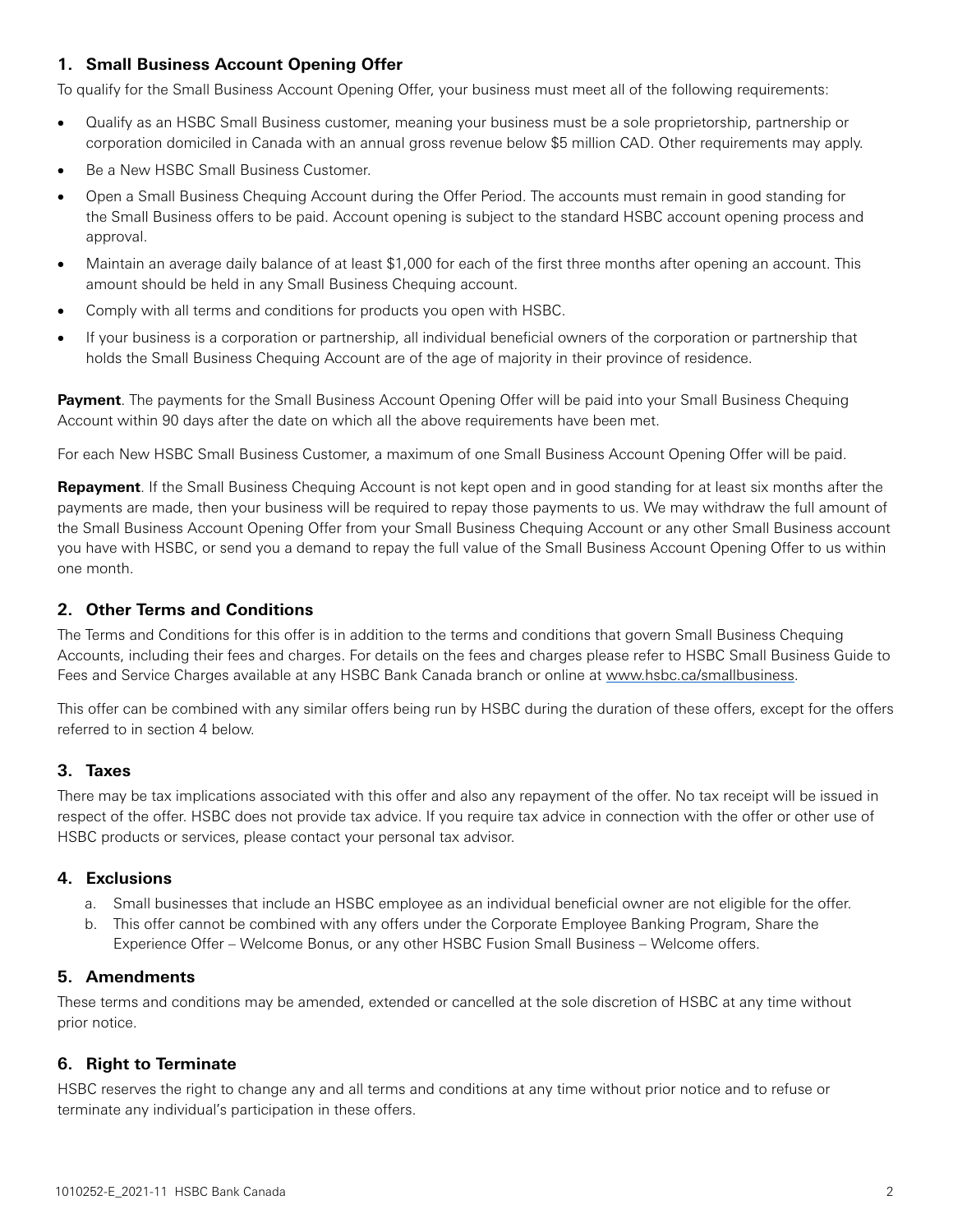## 1. Small Business Account Opening Offer

To qualify for the Small Business Account Opening Offer, your business must meet all of the following requirements:

- Qualify as an HSBC Small Business customer, meaning your business must be a sole proprietorship, partnership or corporation domiciled in Canada with an annual gross revenue below $5 million CAD. Other requirements may apply.
- Be a New HSBC Small Business Customer.
- Open a Small Business Chequing Account during the Offer Period. The accounts must remain in good standing for the Small Business offers to be paid. Account opening is subject to the standard HSBC account opening process and approval.
- Maintain an average daily balance of at least $1,000 for each of the first three months after opening an account. This amount should be held in any Small Business Chequing account.
- Comply with all terms and conditions for products you open with HSBC.
- If your business is a corporation or partnership, all individual beneficial owners of the corporation or partnership that holds the Small Business Chequing Account are of the age of majority in their province of residence.

**Payment**. The payments for the Small Business Account Opening Offer will be paid into your Small Business Chequing Account within 90 days after the date on which all the above requirements have been met.

For each New HSBC Small Business Customer, a maximum of one Small Business Account Opening Offer will be paid.

**Repayment**. If the Small Business Chequing Account is not kept open and in good standing for at least six months after the payments are made, then your business will be required to repay those payments to us. We may withdraw the full amount of the Small Business Account Opening Offer from your Small Business Chequing Account or any other Small Business account you have with HSBC, or send you a demand to repay the full value of the Small Business Account Opening Offer to us within one month.

## 2. Other Terms and Conditions

The Terms and Conditions for this offer is in addition to the terms and conditions that govern Small Business Chequing Accounts, including their fees and charges. For details on the fees and charges please refer to HSBC Small Business Guide to Fees and Service Charges available at any HSBC Bank Canada branch or online at www.hsbc.ca/smallbusiness.

This offer can be combined with any similar offers being run by HSBC during the duration of these offers, except for the offers referred to in section 4 below.

## 3. Taxes

There may be tax implications associated with this offer and also any repayment of the offer. No tax receipt will be issued in respect of the offer. HSBC does not provide tax advice. If you require tax advice in connection with the offer or other use of HSBC products or services, please contact your personal tax advisor.

## 4. Exclusions

a. Small businesses that include an HSBC employee as an individual beneficial owner are not eligible for the offer.
b. This offer cannot be combined with any offers under the Corporate Employee Banking Program, Share the Experience Offer – Welcome Bonus, or any other HSBC Fusion Small Business – Welcome offers.

## 5. Amendments

These terms and conditions may be amended, extended or cancelled at the sole discretion of HSBC at any time without prior notice.

## 6. Right to Terminate

HSBC reserves the right to change any and all terms and conditions at any time without prior notice and to refuse or terminate any individual's participation in these offers.

1010252-E_2021-11 HSBC Bank Canada